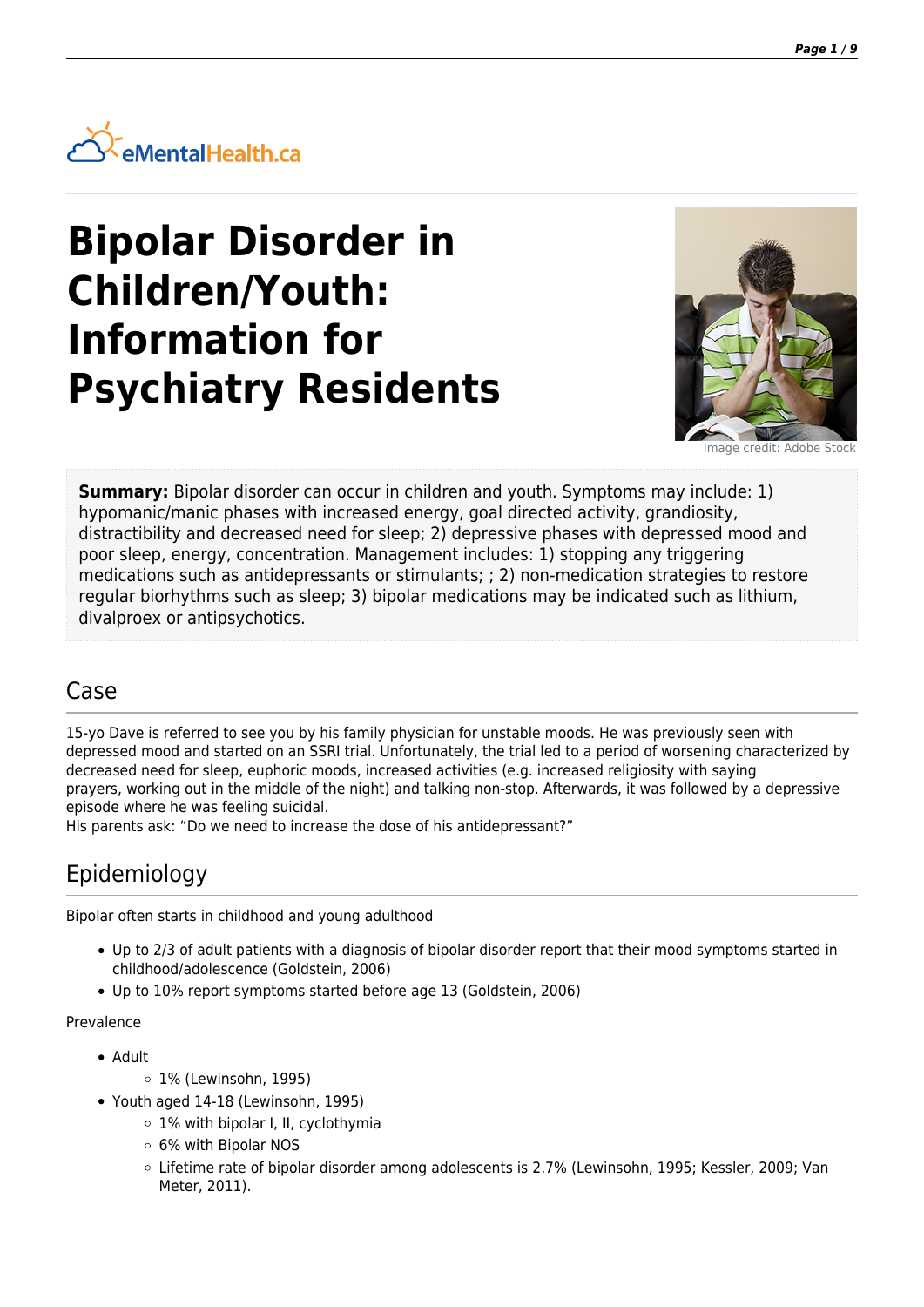eMentalHealth.ca

# Bipolar Disorder in Children/Youth: Information for Psychiatry Residents

Image credit: Adobe Stock

**Summary:** Bipolar disorder can occur in children and youth. Symptoms may include: 1) hypomanic/manic phases with increased energy, goal directed activity, grandiosity, distractibility and decreased need for sleep; 2) depressive phases with depressed mood and poor sleep, energy, concentration. Management includes: 1) stopping any triggering medications such as antidepressants or stimulants; ; 2) non-medication strategies to restore regular biorhythms such as sleep; 3) bipolar medications may be indicated such as lithium, divalproex or antipsychotics.

## Case

15-yo Dave is referred to see you by his family physician for unstable moods. He was previously seen with depressed mood and started on an SSRI trial. Unfortunately, the trial led to a period of worsening characterized by decreased need for sleep, euphoric moods, increased activities (e.g. increased religiosity with saying prayers, working out in the middle of the night) and talking non-stop. Afterwards, it was followed by a depressive episode where he was feeling suicidal.
His parents ask: "Do we need to increase the dose of his antidepressant?"

## Epidemiology

Bipolar often starts in childhood and young adulthood

- Up to 2/3 of adult patients with a diagnosis of bipolar disorder report that their mood symptoms started in childhood/adolescence (Goldstein, 2006)
- Up to 10% report symptoms started before age 13 (Goldstein, 2006)

Prevalence

- Adult
  - 1% (Lewinsohn, 1995)
- Youth aged 14-18 (Lewinsohn, 1995)
  - 1% with bipolar I, II, cyclothymia
  - 6% with Bipolar NOS
  - Lifetime rate of bipolar disorder among adolescents is 2.7% (Lewinsohn, 1995; Kessler, 2009; Van Meter, 2011).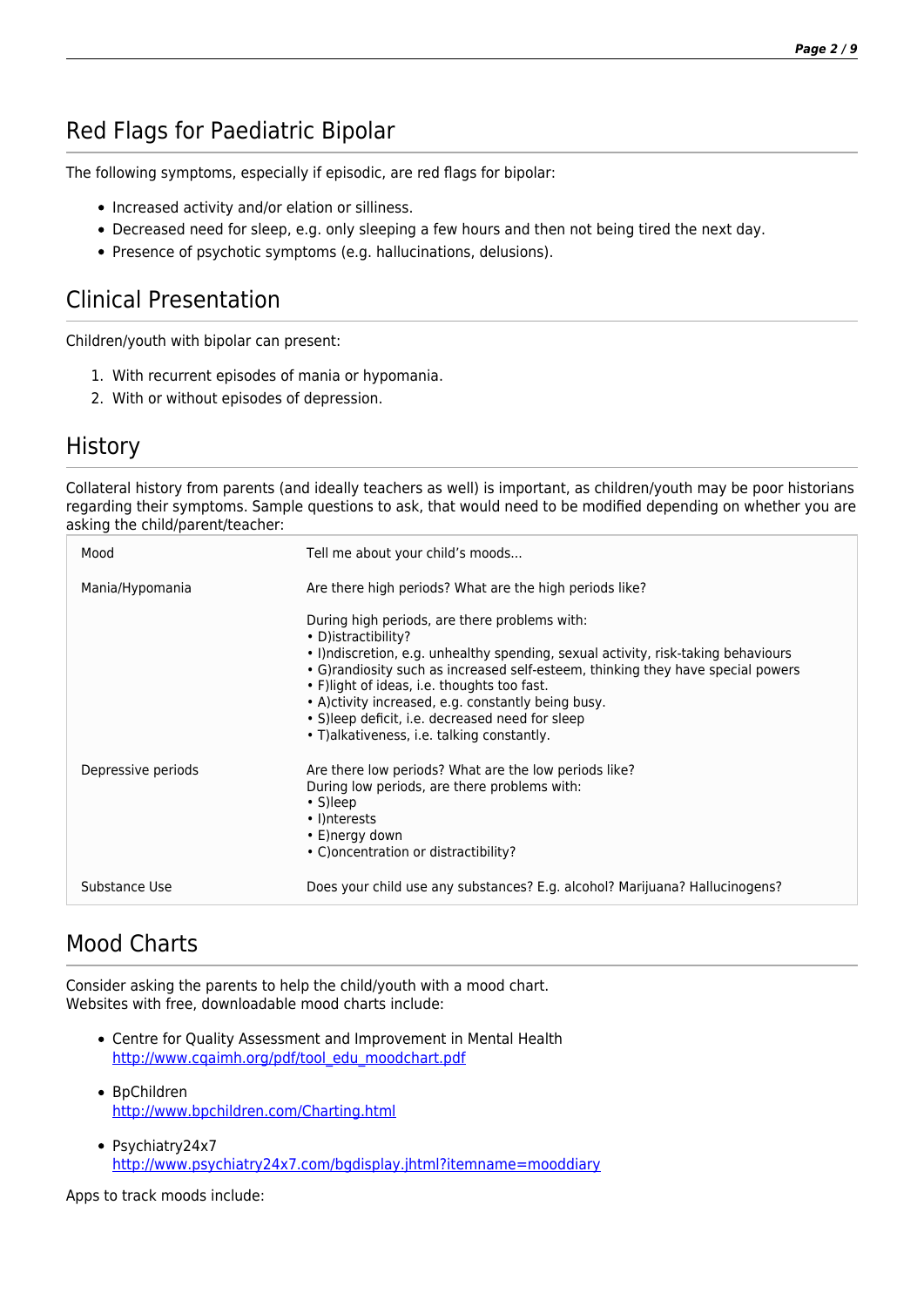## Red Flags for Paediatric Bipolar

The following symptoms, especially if episodic, are red flags for bipolar:

- Increased activity and/or elation or silliness.
- Decreased need for sleep, e.g. only sleeping a few hours and then not being tired the next day.
- Presence of psychotic symptoms (e.g. hallucinations, delusions).

## Clinical Presentation

Children/youth with bipolar can present:

1. With recurrent episodes of mania or hypomania.
2. With or without episodes of depression.

## History

Collateral history from parents (and ideally teachers as well) is important, as children/youth may be poor historians regarding their symptoms. Sample questions to ask, that would need to be modified depending on whether you are asking the child/parent/teacher:

| | |
|---|---|
| Mood | Tell me about your child's moods... |
| Mania/Hypomania | Are there high periods? What are the high periods like?<br><br>During high periods, are there problems with:<br>• D)istractibility?<br>• I)ndiscretion, e.g. unhealthy spending, sexual activity, risk-taking behaviours<br>• G)randiosity such as increased self-esteem, thinking they have special powers<br>• F)light of ideas, i.e. thoughts too fast.<br>• A)ctivity increased, e.g. constantly being busy.<br>• S)leep deficit, i.e. decreased need for sleep<br>• T)alkativeness, i.e. talking constantly. |
| Depressive periods | Are there low periods? What are the low periods like?<br>During low periods, are there problems with:<br>• S)leep<br>• I)nterests<br>• E)nergy down<br>• C)oncentration or distractibility? |
| Substance Use | Does your child use any substances? E.g. alcohol? Marijuana? Hallucinogens? |

## Mood Charts

Consider asking the parents to help the child/youth with a mood chart.
Websites with free, downloadable mood charts include:

- Centre for Quality Assessment and Improvement in Mental Health
  http://www.cqaimh.org/pdf/tool_edu_moodchart.pdf
- BpChildren
  http://www.bpchildren.com/Charting.html
- Psychiatry24x7
  http://www.psychiatry24x7.com/bgdisplay.jhtml?itemname=mooddiary

Apps to track moods include: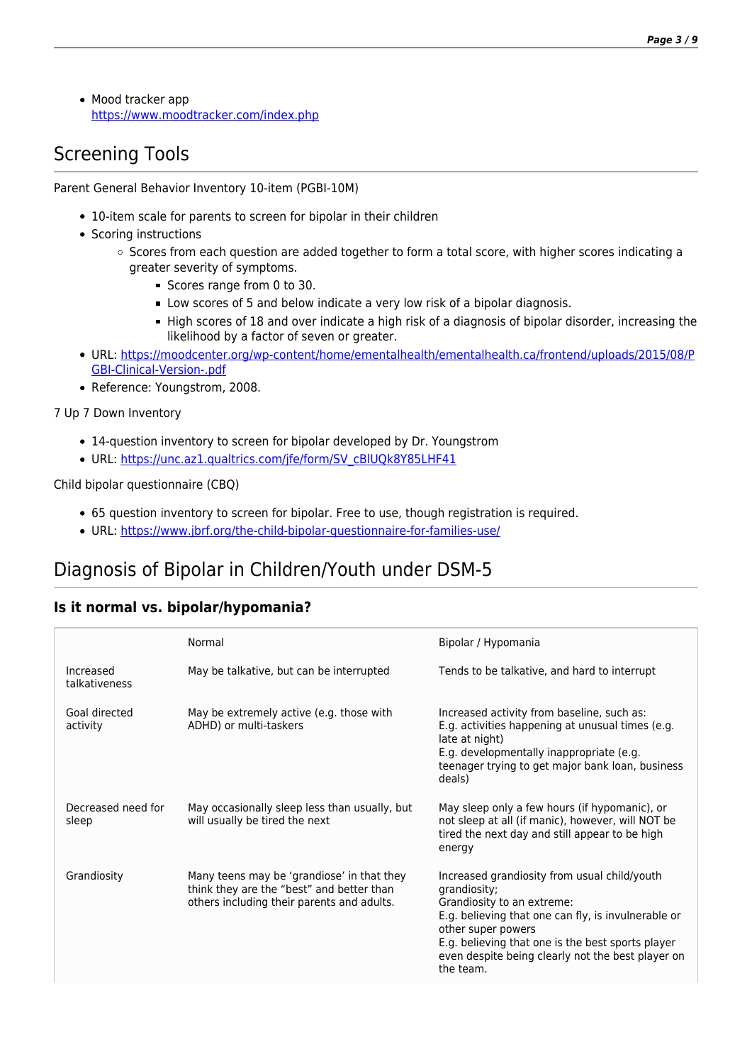- Mood tracker app
  https://www.moodtracker.com/index.php

## Screening Tools

Parent General Behavior Inventory 10-item (PGBI-10M)

- 10-item scale for parents to screen for bipolar in their children
- Scoring instructions
  - Scores from each question are added together to form a total score, with higher scores indicating a greater severity of symptoms.
    - Scores range from 0 to 30.
    - Low scores of 5 and below indicate a very low risk of a bipolar diagnosis.
    - High scores of 18 and over indicate a high risk of a diagnosis of bipolar disorder, increasing the likelihood by a factor of seven or greater.
- URL: https://moodcenter.org/wp-content/home/ementalhealth/ementalhealth.ca/frontend/uploads/2015/08/PGBI-Clinical-Version-.pdf
- Reference: Youngstrom, 2008.

7 Up 7 Down Inventory

- 14-question inventory to screen for bipolar developed by Dr. Youngstrom
- URL: https://unc.az1.qualtrics.com/jfe/form/SV_cBlUQk8Y85LHF41

Child bipolar questionnaire (CBQ)

- 65 question inventory to screen for bipolar. Free to use, though registration is required.
- URL: https://www.jbrf.org/the-child-bipolar-questionnaire-for-families-use/

## Diagnosis of Bipolar in Children/Youth under DSM-5

### Is it normal vs. bipolar/hypomania?

| | Normal | Bipolar / Hypomania |
|---|---|---|
| Increased talkativeness | May be talkative, but can be interrupted | Tends to be talkative, and hard to interrupt |
| Goal directed activity | May be extremely active (e.g. those with ADHD) or multi-taskers | Increased activity from baseline, such as:<br>E.g. activities happening at unusual times (e.g. late at night)<br>E.g. developmentally inappropriate (e.g. teenager trying to get major bank loan, business deals) |
| Decreased need for sleep | May occasionally sleep less than usually, but will usually be tired the next | May sleep only a few hours (if hypomanic), or not sleep at all (if manic), however, will NOT be tired the next day and still appear to be high energy |
| Grandiosity | Many teens may be 'grandiose' in that they think they are the "best" and better than others including their parents and adults. | Increased grandiosity from usual child/youth grandiosity;<br>Grandiosity to an extreme:<br>E.g. believing that one can fly, is invulnerable or other super powers<br>E.g. believing that one is the best sports player even despite being clearly not the best player on the team. |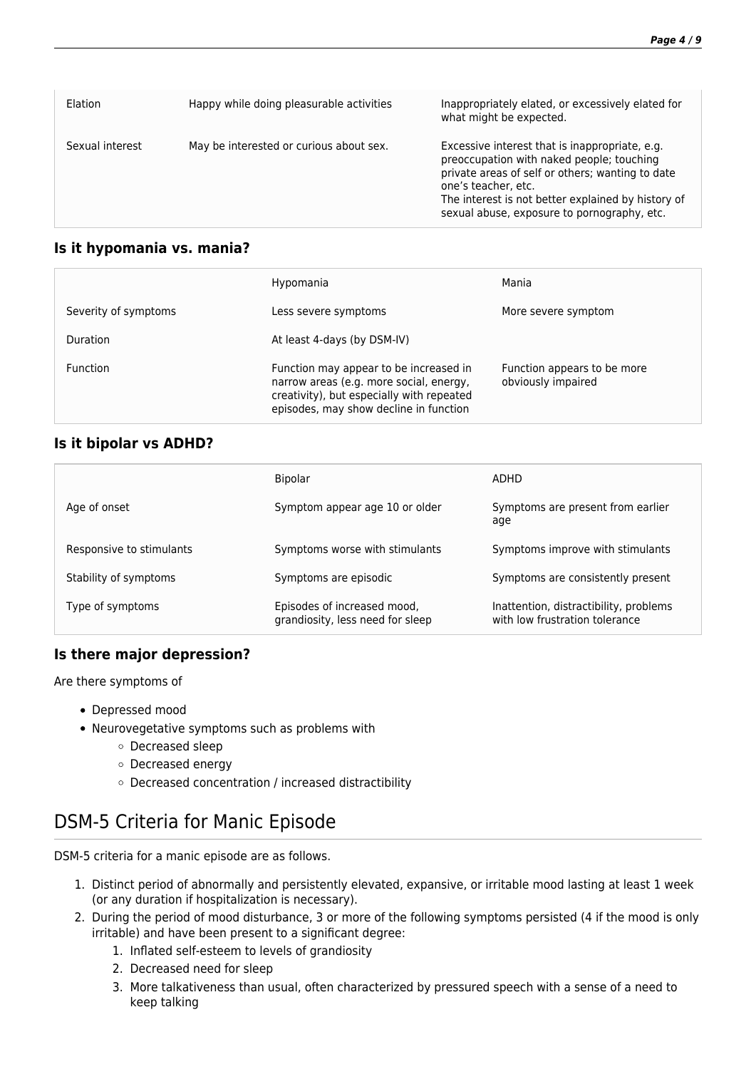| | | |
|---|---|---|
| Elation | Happy while doing pleasurable activities | Inappropriately elated, or excessively elated for what might be expected. |
| Sexual interest | May be interested or curious about sex. | Excessive interest that is inappropriate, e.g. preoccupation with naked people; touching private areas of self or others; wanting to date one's teacher, etc.<br>The interest is not better explained by history of sexual abuse, exposure to pornography, etc. |

### Is it hypomania vs. mania?

| | Hypomania | Mania |
|---|---|---|
| Severity of symptoms | Less severe symptoms | More severe symptom |
| Duration | At least 4-days (by DSM-IV) | |
| Function | Function may appear to be increased in narrow areas (e.g. more social, energy, creativity), but especially with repeated episodes, may show decline in function | Function appears to be more obviously impaired |

### Is it bipolar vs ADHD?

| | Bipolar | ADHD |
|---|---|---|
| Age of onset | Symptom appear age 10 or older | Symptoms are present from earlier age |
| Responsive to stimulants | Symptoms worse with stimulants | Symptoms improve with stimulants |
| Stability of symptoms | Symptoms are episodic | Symptoms are consistently present |
| Type of symptoms | Episodes of increased mood, grandiosity, less need for sleep | Inattention, distractibility, problems with low frustration tolerance |

### Is there major depression?

Are there symptoms of

- Depressed mood
- Neurovegetative symptoms such as problems with
  - Decreased sleep
  - Decreased energy
  - Decreased concentration / increased distractibility

## DSM-5 Criteria for Manic Episode

DSM-5 criteria for a manic episode are as follows.

1. Distinct period of abnormally and persistently elevated, expansive, or irritable mood lasting at least 1 week (or any duration if hospitalization is necessary).
2. During the period of mood disturbance, 3 or more of the following symptoms persisted (4 if the mood is only irritable) and have been present to a significant degree:
   1. Inflated self-esteem to levels of grandiosity
   2. Decreased need for sleep
   3. More talkativeness than usual, often characterized by pressured speech with a sense of a need to keep talking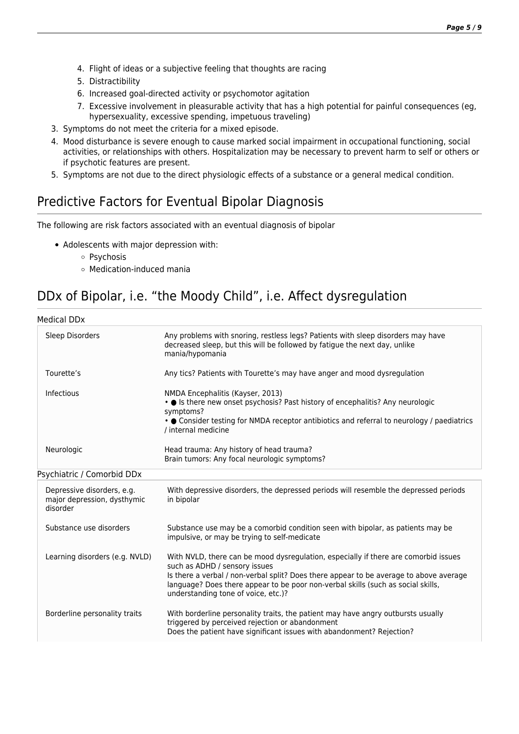4. Flight of ideas or a subjective feeling that thoughts are racing
   5. Distractibility
   6. Increased goal-directed activity or psychomotor agitation
   7. Excessive involvement in pleasurable activity that has a high potential for painful consequences (eg, hypersexuality, excessive spending, impetuous traveling)
3. Symptoms do not meet the criteria for a mixed episode.
4. Mood disturbance is severe enough to cause marked social impairment in occupational functioning, social activities, or relationships with others. Hospitalization may be necessary to prevent harm to self or others or if psychotic features are present.
5. Symptoms are not due to the direct physiologic effects of a substance or a general medical condition.

## Predictive Factors for Eventual Bipolar Diagnosis

The following are risk factors associated with an eventual diagnosis of bipolar

- Adolescents with major depression with:
    - Psychosis
    - Medication-induced mania

## DDx of Bipolar, i.e. "the Moody Child", i.e. Affect dysregulation

Medical DDx

| | |
|---|---|
| Sleep Disorders | Any problems with snoring, restless legs? Patients with sleep disorders may have decreased sleep, but this will be followed by fatigue the next day, unlike mania/hypomania |
| Tourette's | Any tics? Patients with Tourette's may have anger and mood dysregulation |
| Infectious | NMDA Encephalitis (Kayser, 2013)<br>• ● Is there new onset psychosis? Past history of encephalitis? Any neurologic symptoms?<br>• ● Consider testing for NMDA receptor antibiotics and referral to neurology / paediatrics / internal medicine |
| Neurologic | Head trauma: Any history of head trauma?<br>Brain tumors: Any focal neurologic symptoms? |

Psychiatric / Comorbid DDx

| | |
|---|---|
| Depressive disorders, e.g. major depression, dysthymic disorder | With depressive disorders, the depressed periods will resemble the depressed periods in bipolar |
| Substance use disorders | Substance use may be a comorbid condition seen with bipolar, as patients may be impulsive, or may be trying to self-medicate |
| Learning disorders (e.g. NVLD) | With NVLD, there can be mood dysregulation, especially if there are comorbid issues such as ADHD / sensory issues<br>Is there a verbal / non-verbal split? Does there appear to be average to above average language? Does there appear to be poor non-verbal skills (such as social skills, understanding tone of voice, etc.)? |
| Borderline personality traits | With borderline personality traits, the patient may have angry outbursts usually triggered by perceived rejection or abandonment<br>Does the patient have significant issues with abandonment? Rejection? |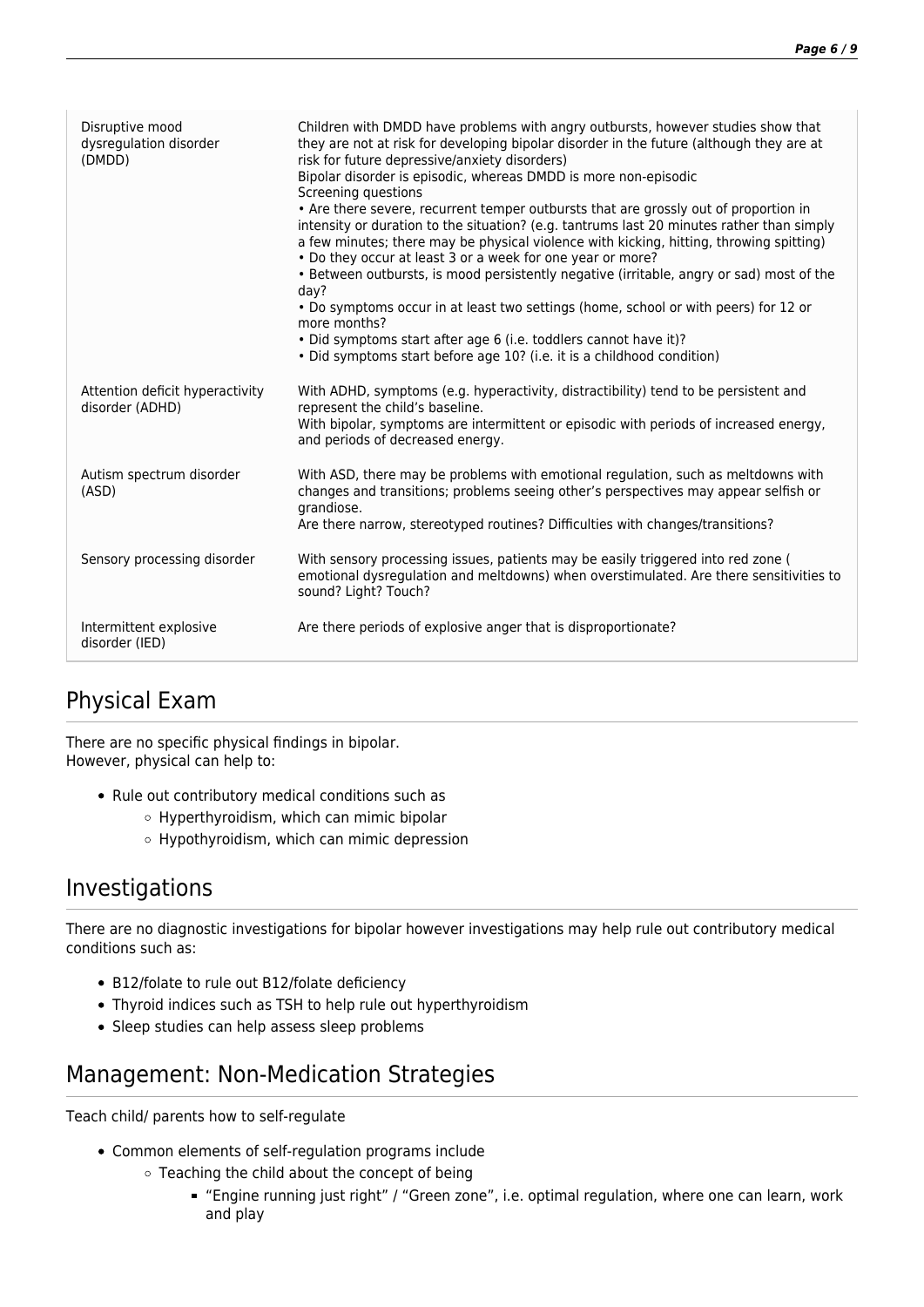| | |
|---|---|
| Disruptive mood dysregulation disorder (DMDD) | Children with DMDD have problems with angry outbursts, however studies show that they are not at risk for developing bipolar disorder in the future (although they are at risk for future depressive/anxiety disorders)<br>Bipolar disorder is episodic, whereas DMDD is more non-episodic<br>Screening questions<br>• Are there severe, recurrent temper outbursts that are grossly out of proportion in intensity or duration to the situation? (e.g. tantrums last 20 minutes rather than simply a few minutes; there may be physical violence with kicking, hitting, throwing spitting)<br>• Do they occur at least 3 or a week for one year or more?<br>• Between outbursts, is mood persistently negative (irritable, angry or sad) most of the day?<br>• Do symptoms occur in at least two settings (home, school or with peers) for 12 or more months?<br>• Did symptoms start after age 6 (i.e. toddlers cannot have it)?<br>• Did symptoms start before age 10? (i.e. it is a childhood condition) |
| Attention deficit hyperactivity disorder (ADHD) | With ADHD, symptoms (e.g. hyperactivity, distractibility) tend to be persistent and represent the child's baseline.<br>With bipolar, symptoms are intermittent or episodic with periods of increased energy, and periods of decreased energy. |
| Autism spectrum disorder (ASD) | With ASD, there may be problems with emotional regulation, such as meltdowns with changes and transitions; problems seeing other's perspectives may appear selfish or grandiose.<br>Are there narrow, stereotyped routines? Difficulties with changes/transitions? |
| Sensory processing disorder | With sensory processing issues, patients may be easily triggered into red zone ( emotional dysregulation and meltdowns) when overstimulated. Are there sensitivities to sound? Light? Touch? |
| Intermittent explosive disorder (IED) | Are there periods of explosive anger that is disproportionate? |

## Physical Exam

There are no specific physical findings in bipolar.
However, physical can help to:

- Rule out contributory medical conditions such as
  - Hyperthyroidism, which can mimic bipolar
  - Hypothyroidism, which can mimic depression

## Investigations

There are no diagnostic investigations for bipolar however investigations may help rule out contributory medical conditions such as:

- B12/folate to rule out B12/folate deficiency
- Thyroid indices such as TSH to help rule out hyperthyroidism
- Sleep studies can help assess sleep problems

## Management: Non-Medication Strategies

Teach child/ parents how to self-regulate

- Common elements of self-regulation programs include
  - Teaching the child about the concept of being
    - "Engine running just right" / "Green zone", i.e. optimal regulation, where one can learn, work and play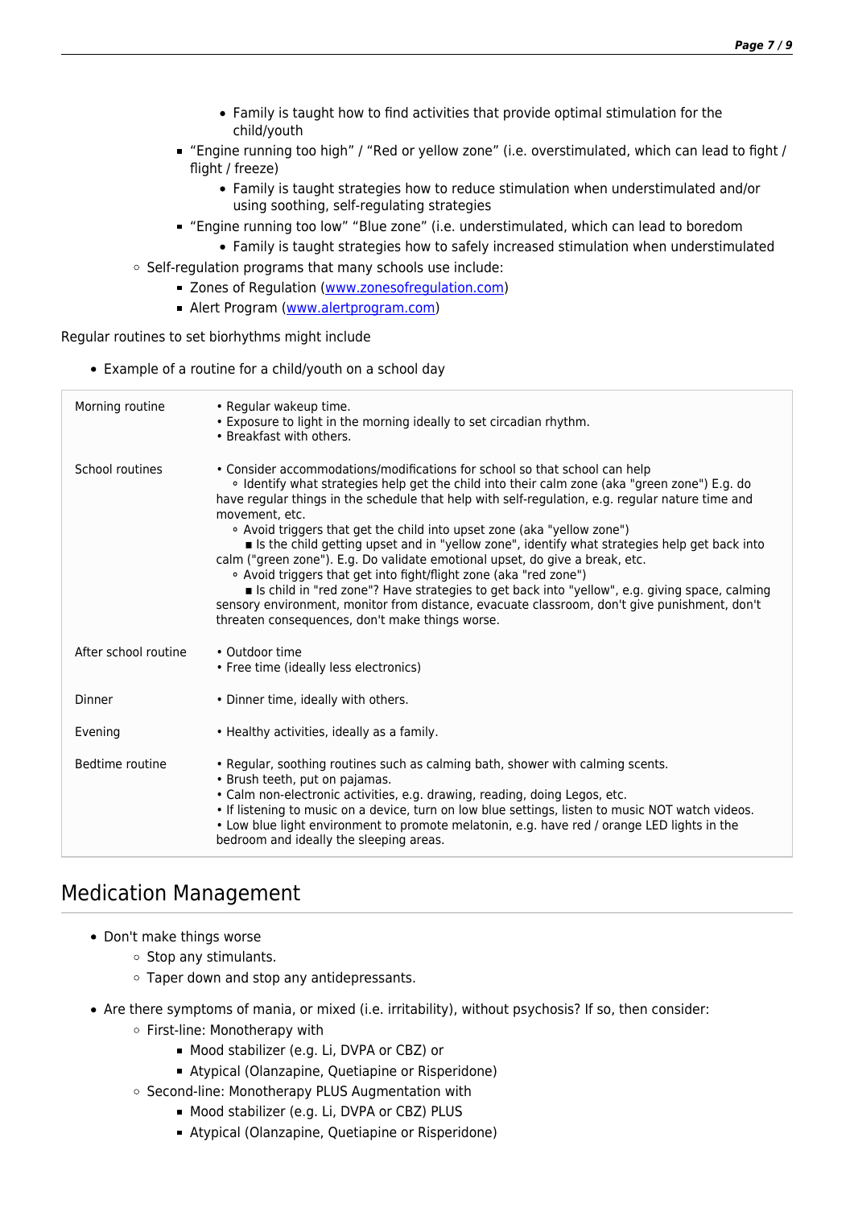- Family is taught how to find activities that provide optimal stimulation for the child/youth
            - "Engine running too high" / "Red or yellow zone" (i.e. overstimulated, which can lead to fight / flight / freeze)
                - Family is taught strategies how to reduce stimulation when understimulated and/or using soothing, self-regulating strategies
            - "Engine running too low" "Blue zone" (i.e. understimulated, which can lead to boredom
                - Family is taught strategies how to safely increased stimulation when understimulated
        - Self-regulation programs that many schools use include:
            - Zones of Regulation (www.zonesofregulation.com)
            - Alert Program (www.alertprogram.com)

Regular routines to set biorhythms might include

- Example of a routine for a child/youth on a school day

| | |
|---|---|
| Morning routine | • Regular wakeup time.<br>• Exposure to light in the morning ideally to set circadian rhythm.<br>• Breakfast with others. |
| School routines | • Consider accommodations/modifications for school so that school can help<br>∘ Identify what strategies help get the child into their calm zone (aka "green zone") E.g. do have regular things in the schedule that help with self-regulation, e.g. regular nature time and movement, etc.<br>∘ Avoid triggers that get the child into upset zone (aka "yellow zone")<br>▪ Is the child getting upset and in "yellow zone", identify what strategies help get back into calm ("green zone"). E.g. Do validate emotional upset, do give a break, etc.<br>∘ Avoid triggers that get into fight/flight zone (aka "red zone")<br>▪ Is child in "red zone"? Have strategies to get back into "yellow", e.g. giving space, calming sensory environment, monitor from distance, evacuate classroom, don't give punishment, don't threaten consequences, don't make things worse. |
| After school routine | • Outdoor time<br>• Free time (ideally less electronics) |
| Dinner | • Dinner time, ideally with others. |
| Evening | • Healthy activities, ideally as a family. |
| Bedtime routine | • Regular, soothing routines such as calming bath, shower with calming scents.<br>• Brush teeth, put on pajamas.<br>• Calm non-electronic activities, e.g. drawing, reading, doing Legos, etc.<br>• If listening to music on a device, turn on low blue settings, listen to music NOT watch videos.<br>• Low blue light environment to promote melatonin, e.g. have red / orange LED lights in the bedroom and ideally the sleeping areas. |

## Medication Management

- Don't make things worse
    - Stop any stimulants.
    - Taper down and stop any antidepressants.
- Are there symptoms of mania, or mixed (i.e. irritability), without psychosis? If so, then consider:
    - First-line: Monotherapy with
        - Mood stabilizer (e.g. Li, DVPA or CBZ) or
        - Atypical (Olanzapine, Quetiapine or Risperidone)
    - Second-line: Monotherapy PLUS Augmentation with
        - Mood stabilizer (e.g. Li, DVPA or CBZ) PLUS
        - Atypical (Olanzapine, Quetiapine or Risperidone)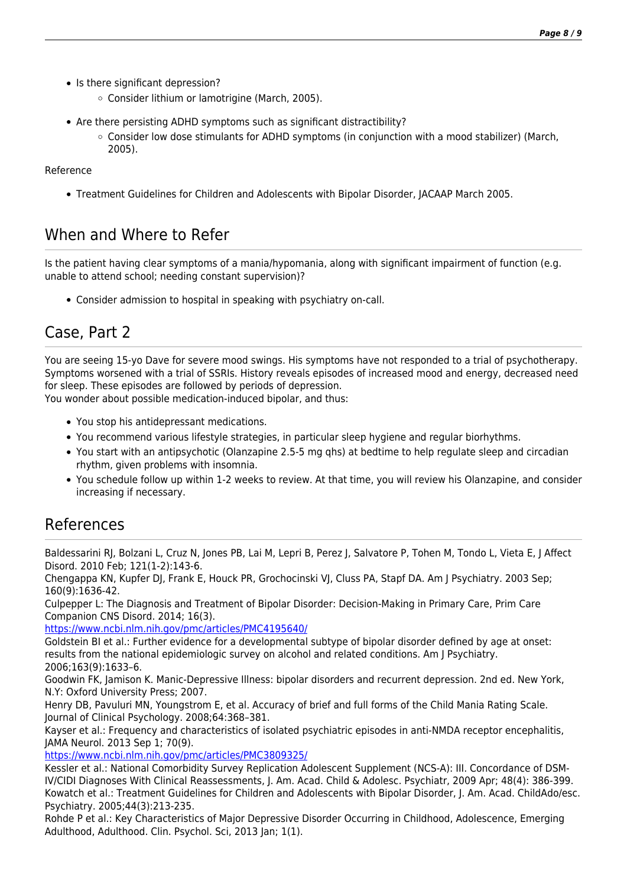- Is there significant depression?
  - Consider lithium or lamotrigine (March, 2005).
- Are there persisting ADHD symptoms such as significant distractibility?
  - Consider low dose stimulants for ADHD symptoms (in conjunction with a mood stabilizer) (March, 2005).

Reference

- Treatment Guidelines for Children and Adolescents with Bipolar Disorder, JACAAP March 2005.

## When and Where to Refer

Is the patient having clear symptoms of a mania/hypomania, along with significant impairment of function (e.g. unable to attend school; needing constant supervision)?

- Consider admission to hospital in speaking with psychiatry on-call.

## Case, Part 2

You are seeing 15-yo Dave for severe mood swings. His symptoms have not responded to a trial of psychotherapy. Symptoms worsened with a trial of SSRIs. History reveals episodes of increased mood and energy, decreased need for sleep. These episodes are followed by periods of depression.
You wonder about possible medication-induced bipolar, and thus:

- You stop his antidepressant medications.
- You recommend various lifestyle strategies, in particular sleep hygiene and regular biorhythms.
- You start with an antipsychotic (Olanzapine 2.5-5 mg qhs) at bedtime to help regulate sleep and circadian rhythm, given problems with insomnia.
- You schedule follow up within 1-2 weeks to review. At that time, you will review his Olanzapine, and consider increasing if necessary.

## References

Baldessarini RJ, Bolzani L, Cruz N, Jones PB, Lai M, Lepri B, Perez J, Salvatore P, Tohen M, Tondo L, Vieta E, J Affect Disord. 2010 Feb; 121(1-2):143-6.
Chengappa KN, Kupfer DJ, Frank E, Houck PR, Grochocinski VJ, Cluss PA, Stapf DA. Am J Psychiatry. 2003 Sep; 160(9):1636-42.
Culpepper L: The Diagnosis and Treatment of Bipolar Disorder: Decision-Making in Primary Care, Prim Care Companion CNS Disord. 2014; 16(3).
https://www.ncbi.nlm.nih.gov/pmc/articles/PMC4195640/
Goldstein BI et al.: Further evidence for a developmental subtype of bipolar disorder defined by age at onset: results from the national epidemiologic survey on alcohol and related conditions. Am J Psychiatry. 2006;163(9):1633–6.
Goodwin FK, Jamison K. Manic-Depressive Illness: bipolar disorders and recurrent depression. 2nd ed. New York, N.Y: Oxford University Press; 2007.
Henry DB, Pavuluri MN, Youngstrom E, et al. Accuracy of brief and full forms of the Child Mania Rating Scale. Journal of Clinical Psychology. 2008;64:368–381.
Kayser et al.: Frequency and characteristics of isolated psychiatric episodes in anti-NMDA receptor encephalitis, JAMA Neurol. 2013 Sep 1; 70(9).
https://www.ncbi.nlm.nih.gov/pmc/articles/PMC3809325/
Kessler et al.: National Comorbidity Survey Replication Adolescent Supplement (NCS-A): III. Concordance of DSM-IV/CIDI Diagnoses With Clinical Reassessments, J. Am. Acad. Child & Adolesc. Psychiatr, 2009 Apr; 48(4): 386-399.
Kowatch et al.: Treatment Guidelines for Children and Adolescents with Bipolar Disorder, J. Am. Acad. ChildAdo/esc. Psychiatry. 2005;44(3):213-235.
Rohde P et al.: Key Characteristics of Major Depressive Disorder Occurring in Childhood, Adolescence, Emerging Adulthood, Adulthood. Clin. Psychol. Sci, 2013 Jan; 1(1).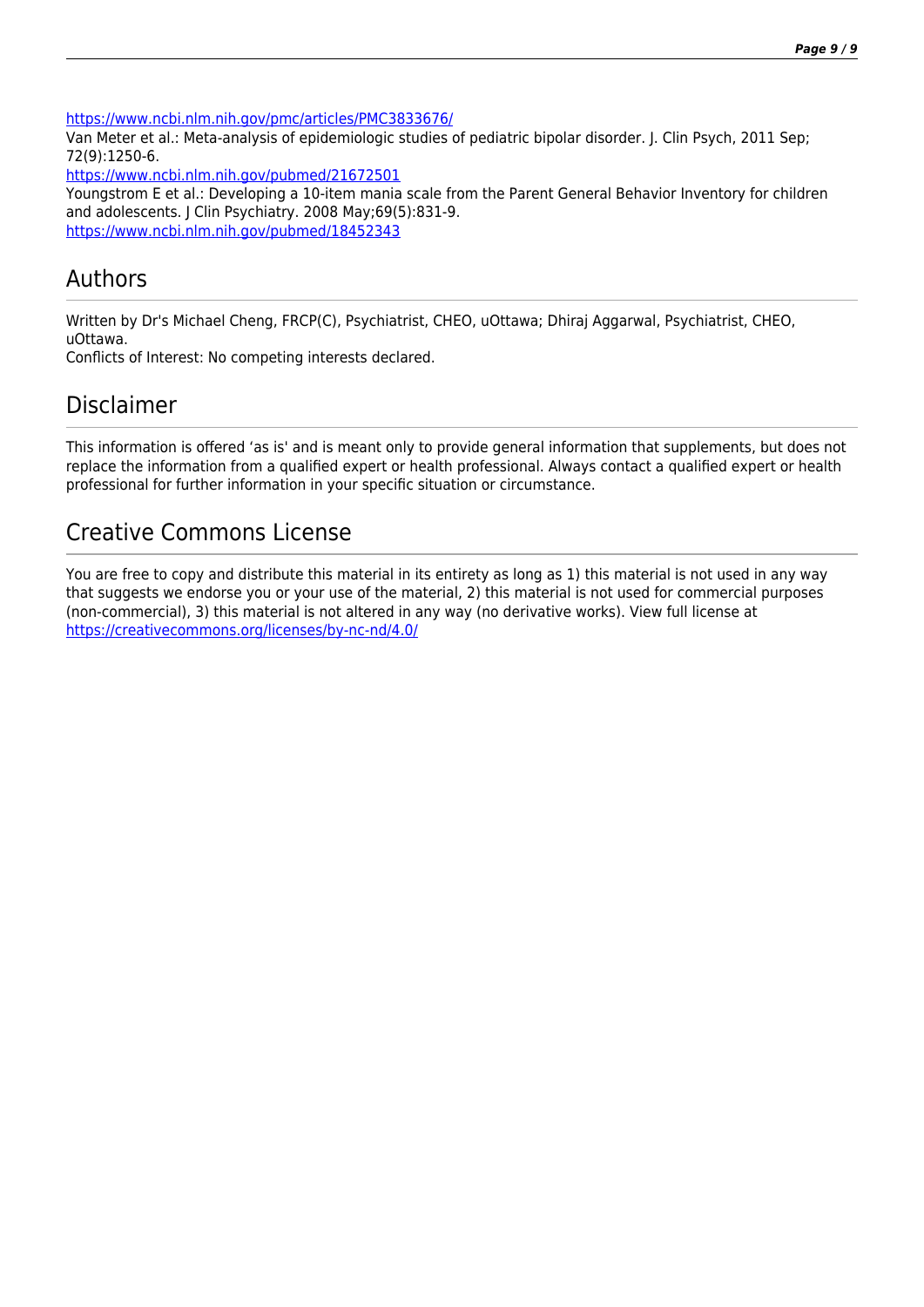https://www.ncbi.nlm.nih.gov/pmc/articles/PMC3833676/
Van Meter et al.: Meta-analysis of epidemiologic studies of pediatric bipolar disorder. J. Clin Psych, 2011 Sep; 72(9):1250-6.
https://www.ncbi.nlm.nih.gov/pubmed/21672501
Youngstrom E et al.: Developing a 10-item mania scale from the Parent General Behavior Inventory for children and adolescents. J Clin Psychiatry. 2008 May;69(5):831-9.
https://www.ncbi.nlm.nih.gov/pubmed/18452343

## Authors

Written by Dr's Michael Cheng, FRCP(C), Psychiatrist, CHEO, uOttawa; Dhiraj Aggarwal, Psychiatrist, CHEO, uOttawa.
Conflicts of Interest: No competing interests declared.

## Disclaimer

This information is offered 'as is' and is meant only to provide general information that supplements, but does not replace the information from a qualified expert or health professional. Always contact a qualified expert or health professional for further information in your specific situation or circumstance.

## Creative Commons License

You are free to copy and distribute this material in its entirety as long as 1) this material is not used in any way that suggests we endorse you or your use of the material, 2) this material is not used for commercial purposes (non-commercial), 3) this material is not altered in any way (no derivative works). View full license at https://creativecommons.org/licenses/by-nc-nd/4.0/